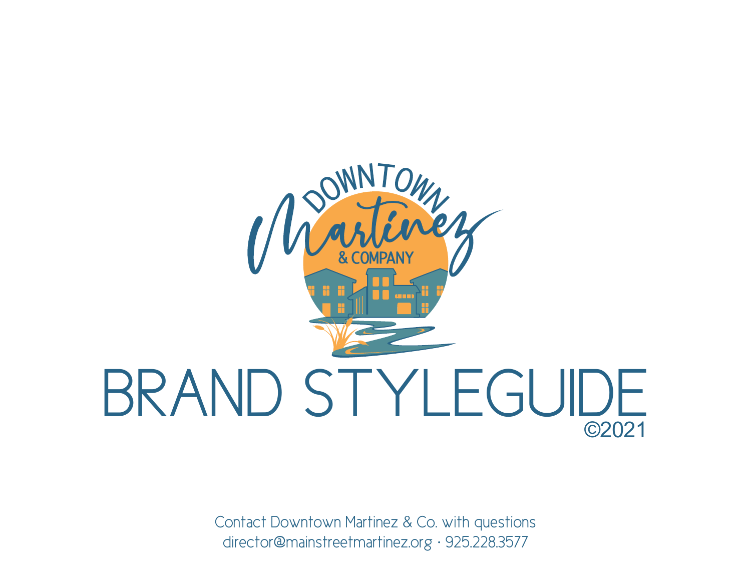DOWNTOWN Martinez & COMPANY

# BRAND STYLEGUIDE

©2021

Contact Downtown Martinez & Co. with questions
director@mainstreetmartinez.org · 925.228.3577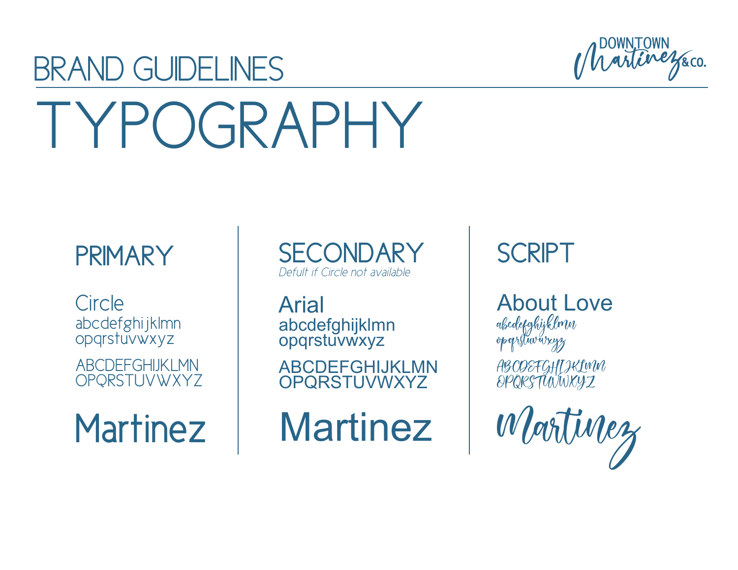# BRAND GUIDELINES

DOWNTOWN Martinez & CO.

## TYPOGRAPHY

### PRIMARY

Circle

abcdefghijklmn
opqrstuvwxyz

ABCDEFGHIJKLMN
OPQRSTUVWXYZ

Martinez

### SECONDARY

*Defult if Circle not available*

Arial

abcdefghijklmn
opqrstuvwxyz

ABCDEFGHIJKLMN
OPQRSTUVWXYZ

Martinez

### SCRIPT

About Love

abcdefghijklmn
opqrstuvwxyz

ABCDEFGHIJKLMN
OPQRSTUVWXYZ

Martinez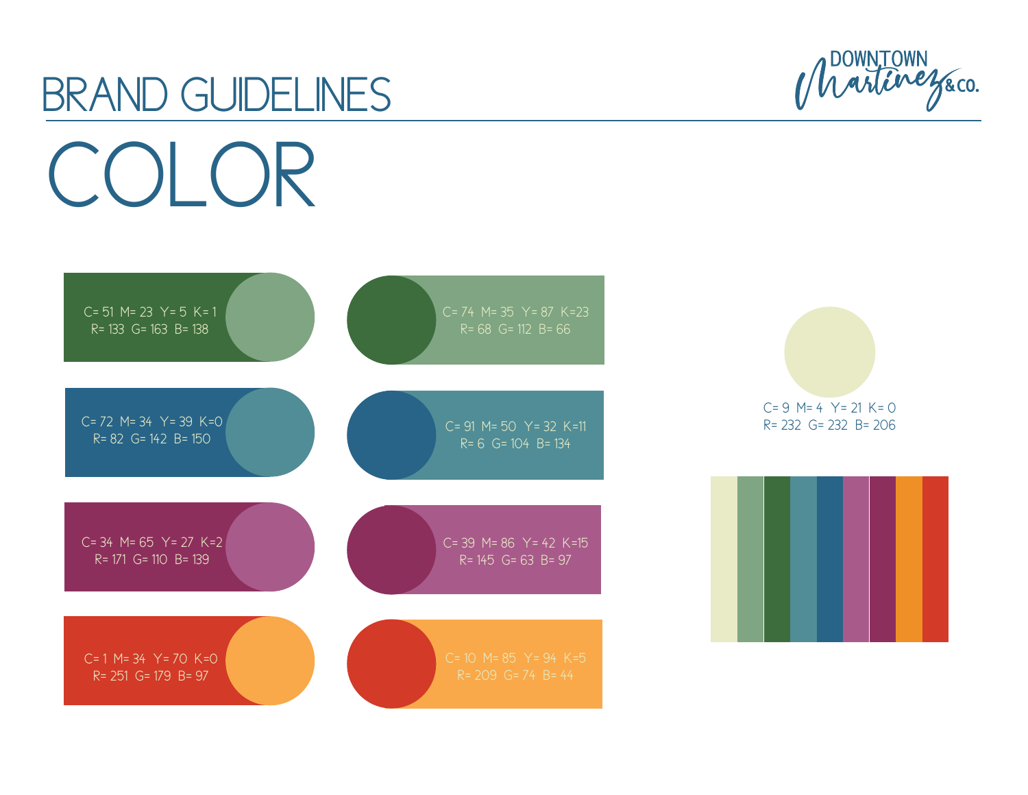# BRAND GUIDELINES

## COLOR

C= 51 M= 23 Y= 5 K= 1
R= 133 G= 163 B= 138

C= 74 M= 35 Y= 87 K=23
R= 68 G= 112 B= 66

C= 72 M= 34 Y= 39 K=0
R= 82 G= 142 B= 150

C= 91 M= 50 Y= 32 K=11
R= 6 G= 104 B= 134

C= 34 M= 65 Y= 27 K=2
R= 171 G= 110 B= 139

C= 39 M= 86 Y= 42 K=15
R= 145 G= 63 B= 97

C= 1 M= 34 Y= 70 K=0
R= 251 G= 179 B= 97

C= 10 M= 85 Y= 94 K=5
R= 209 G= 74 B= 44

C= 9 M= 4 Y= 21 K= 0
R= 232 G= 232 B= 206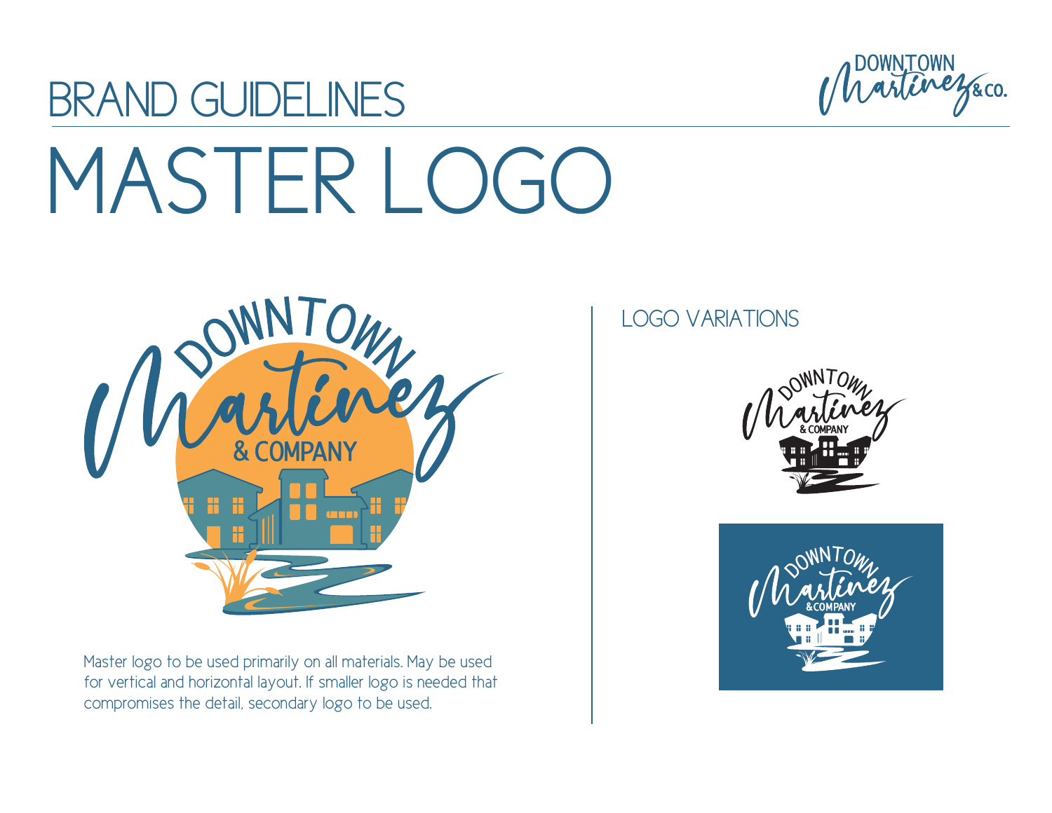# BRAND GUIDELINES

# MASTER LOGO

Master logo to be used primarily on all materials. May be used for vertical and horizontal layout. If smaller logo is needed that compromises the detail, secondary logo to be used.

## LOGO VARIATIONS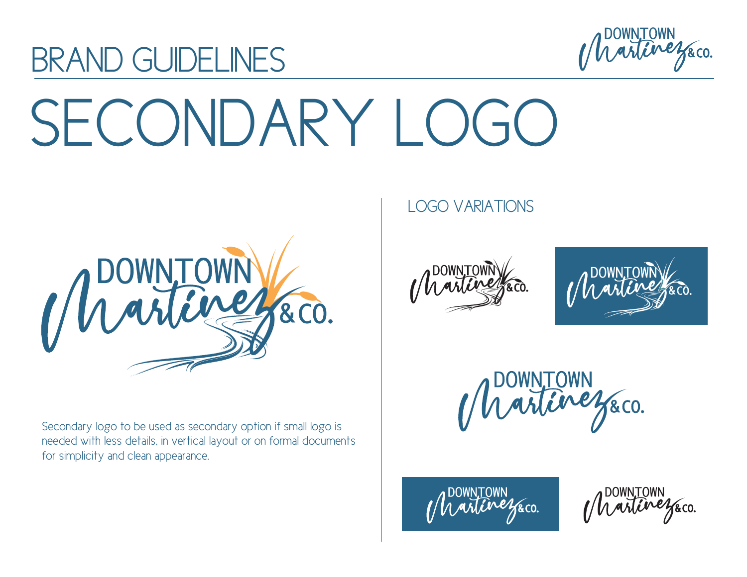# SECONDARY LOGO

Secondary logo to be used as secondary option if small logo is needed with less details, in vertical layout or on formal documents for simplicity and clean appearance.

## LOGO VARIATIONS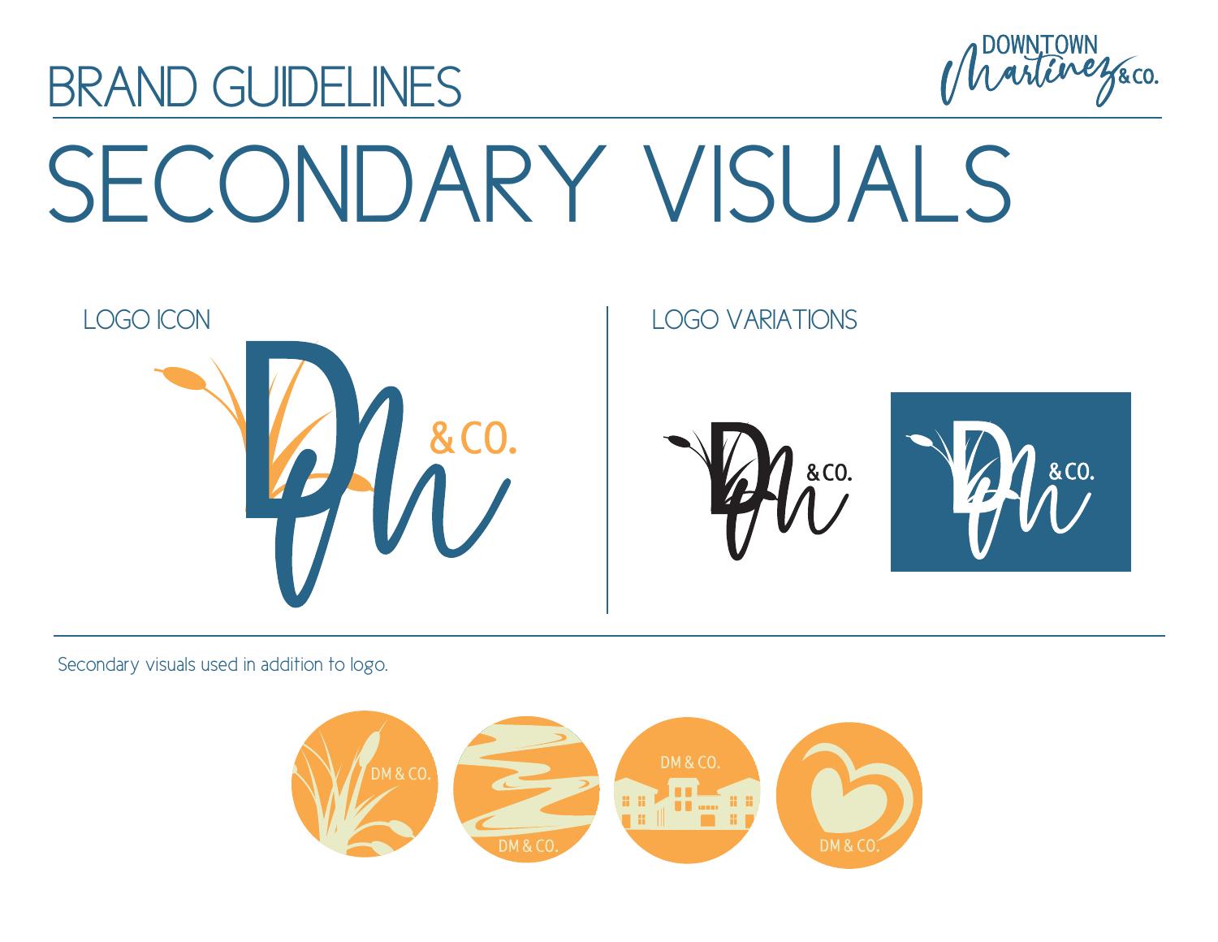# BRAND GUIDELINES

# SECONDARY VISUALS

## LOGO ICON

## LOGO VARIATIONS

Secondary visuals used in addition to logo.